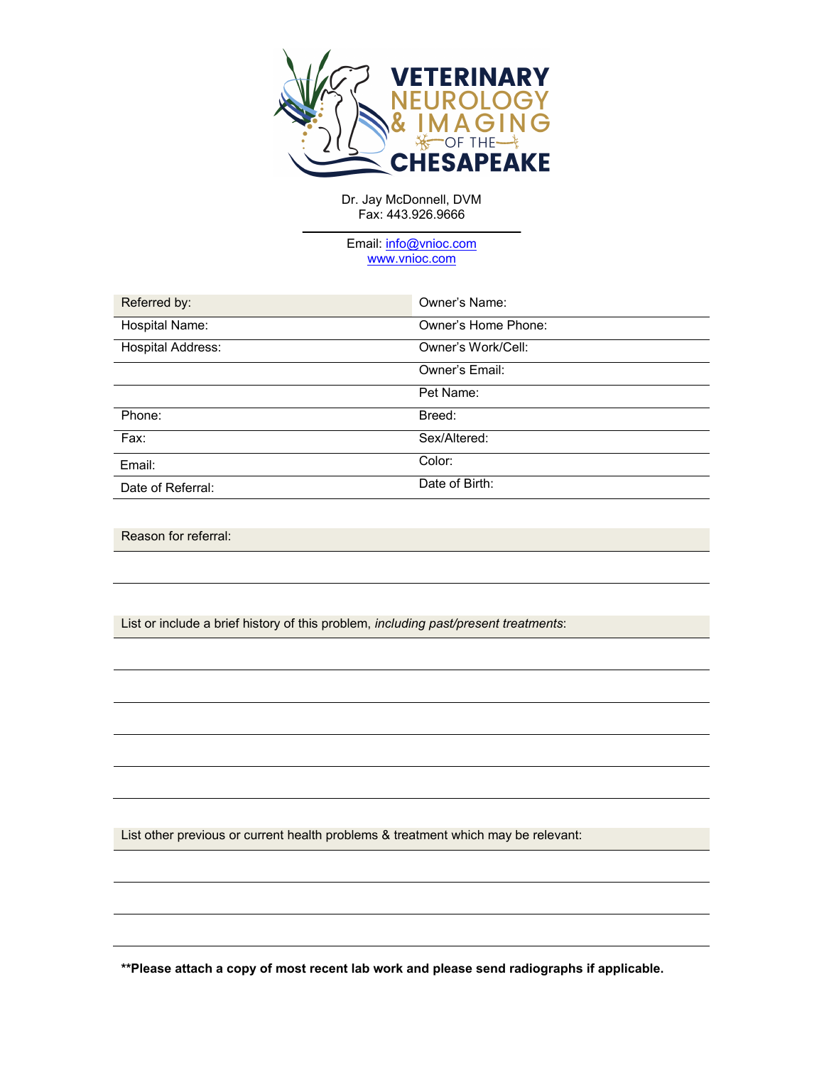# VETERINARY NEUROLOGY & IMAGING OF THE CHESAPEAKE

Dr. Jay McDonnell, DVM
Fax: 443.926.9666

Email: info@vnioc.com
www.vnioc.com

| | |
|---|---|
| Referred by: | Owner's Name: |
| Hospital Name: | Owner's Home Phone: |
| Hospital Address: | Owner's Work/Cell: |
| | Owner's Email: |
| | Pet Name: |
| Phone: | Breed: |
| Fax: | Sex/Altered: |
| Email: | Color: |
| Date of Referral: | Date of Birth: |

Reason for referral:

List or include a brief history of this problem, *including past/present treatments*:

List other previous or current health problems & treatment which may be relevant:

**Please attach a copy of most recent lab work and please send radiographs if applicable.**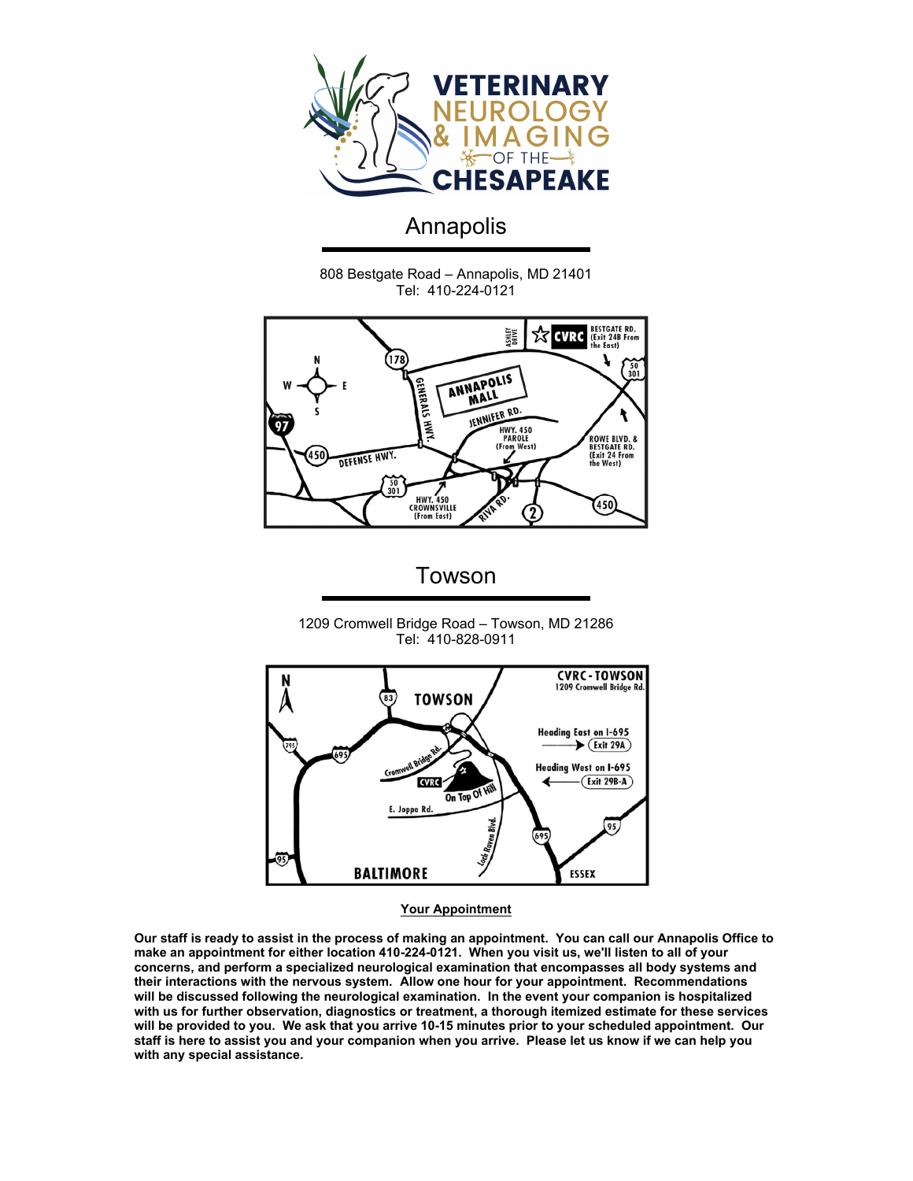VETERINARY NEUROLOGY & IMAGING OF THE CHESAPEAKE

# Annapolis

808 Bestgate Road – Annapolis, MD 21401
Tel: 410-224-0121

CVRC
BESTGATE RD. (Exit 24B From the East)
ASHLEY DRIVE
178
50 301
ANNAPOLIS MALL
GENERALS HWY.
JENNIFER RD.
HWY. 450 PAROLE (From West)
ROWE BLVD. & BESTGATE RD. (Exit 24 From the West)
97
450
DEFENSE HWY.
50 301
HWY. 450 CROWNSVILLE (From East)
RIVA RD.
2
450
N W E S

# Towson

1209 Cromwell Bridge Road – Towson, MD 21286
Tel: 410-828-0911

CVRC-TOWSON
1209 Cromwell Bridge Rd.
N
83
TOWSON
Heading East on I-695 → Exit 29A
Heading West on I-695 ← Exit 29B-A
795
695
Cromwell Bridge Rd.
CVRC
On Top Of Hill
E. Joppa Rd.
Loch Raven Blvd.
695
95
95
BALTIMORE
ESSEX

## Your Appointment

**Our staff is ready to assist in the process of making an appointment. You can call our Annapolis Office to make an appointment for either location 410-224-0121. When you visit us, we'll listen to all of your concerns, and perform a specialized neurological examination that encompasses all body systems and their interactions with the nervous system. Allow one hour for your appointment. Recommendations will be discussed following the neurological examination. In the event your companion is hospitalized with us for further observation, diagnostics or treatment, a thorough itemized estimate for these services will be provided to you. We ask that you arrive 10-15 minutes prior to your scheduled appointment. Our staff is here to assist you and your companion when you arrive. Please let us know if we can help you with any special assistance.**